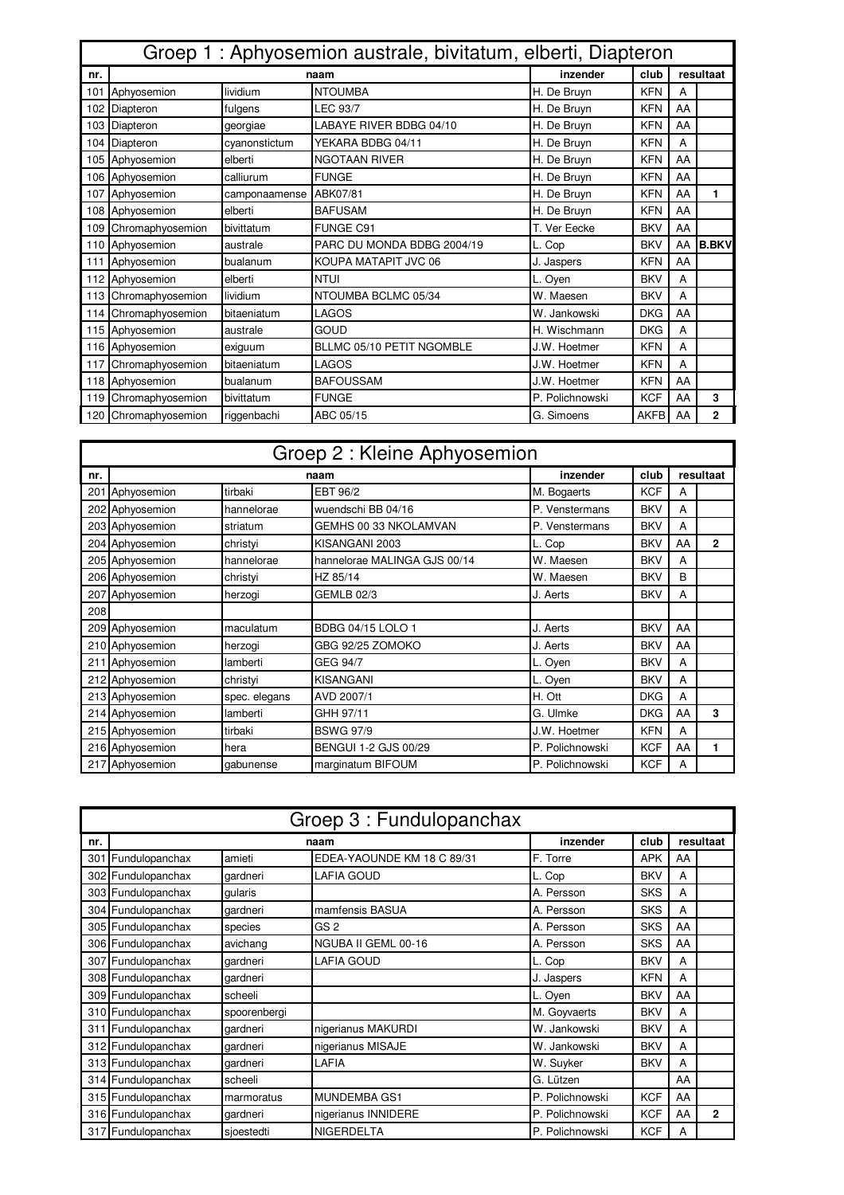## Groep 1 : Aphyosemion australe, bivitatum, elberti, Diapteron

| nr. | naam | | | inzender | club | resultaat | |
|---|---|---|---|---|---|---|---|
| 101 | Aphyosemion | lividium | NTOUMBA | H. De Bruyn | KFN | A | |
| 102 | Diapteron | fulgens | LEC 93/7 | H. De Bruyn | KFN | AA | |
| 103 | Diapteron | georgiae | LABAYE RIVER BDBG 04/10 | H. De Bruyn | KFN | AA | |
| 104 | Diapteron | cyanonstictum | YEKARA BDBG 04/11 | H. De Bruyn | KFN | A | |
| 105 | Aphyosemion | elberti | NGOTAAN RIVER | H. De Bruyn | KFN | AA | |
| 106 | Aphyosemion | calliurum | FUNGE | H. De Bruyn | KFN | AA | |
| 107 | Aphyosemion | camponaamense | ABK07/81 | H. De Bruyn | KFN | AA | 1 |
| 108 | Aphyosemion | elberti | BAFUSAM | H. De Bruyn | KFN | AA | |
| 109 | Chromaphyosemion | bivittatum | FUNGE C91 | T. Ver Eecke | BKV | AA | |
| 110 | Aphyosemion | australe | PARC DU MONDA BDBG 2004/19 | L. Cop | BKV | AA | B.BKV |
| 111 | Aphyosemion | bualanum | KOUPA MATAPIT JVC 06 | J. Jaspers | KFN | AA | |
| 112 | Aphyosemion | elberti | NTUI | L. Oyen | BKV | A | |
| 113 | Chromaphyosemion | lividium | NTOUMBA BCLMC 05/34 | W. Maesen | BKV | A | |
| 114 | Chromaphyosemion | bitaeniatum | LAGOS | W. Jankowski | DKG | AA | |
| 115 | Aphyosemion | australe | GOUD | H. Wischmann | DKG | A | |
| 116 | Aphyosemion | exiguum | BLLMC 05/10 PETIT NGOMBLE | J.W. Hoetmer | KFN | A | |
| 117 | Chromaphyosemion | bitaeniatum | LAGOS | J.W. Hoetmer | KFN | A | |
| 118 | Aphyosemion | bualanum | BAFOUSSAM | J.W. Hoetmer | KFN | AA | |
| 119 | Chromaphyosemion | bivittatum | FUNGE | P. Polichnowski | KCF | AA | 3 |
| 120 | Chromaphyosemion | riggenbachi | ABC 05/15 | G. Simoens | AKFB | AA | 2 |

## Groep 2 : Kleine Aphyosemion

| nr. | naam | | | inzender | club | resultaat | |
|---|---|---|---|---|---|---|---|
| 201 | Aphyosemion | tirbaki | EBT 96/2 | M. Bogaerts | KCF | A | |
| 202 | Aphyosemion | hannelorae | wuendschi BB 04/16 | P. Venstermans | BKV | A | |
| 203 | Aphyosemion | striatum | GEMHS 00 33 NKOLAMVAN | P. Venstermans | BKV | A | |
| 204 | Aphyosemion | christyi | KISANGANI 2003 | L. Cop | BKV | AA | 2 |
| 205 | Aphyosemion | hannelorae | hannelorae MALINGA GJS 00/14 | W. Maesen | BKV | A | |
| 206 | Aphyosemion | christyi | HZ 85/14 | W. Maesen | BKV | B | |
| 207 | Aphyosemion | herzogi | GEMLB 02/3 | J. Aerts | BKV | A | |
| 208 | | | | | | | |
| 209 | Aphyosemion | maculatum | BDBG 04/15 LOLO 1 | J. Aerts | BKV | AA | |
| 210 | Aphyosemion | herzogi | GBG 92/25 ZOMOKO | J. Aerts | BKV | AA | |
| 211 | Aphyosemion | lamberti | GEG 94/7 | L. Oyen | BKV | A | |
| 212 | Aphyosemion | christyi | KISANGANI | L. Oyen | BKV | A | |
| 213 | Aphyosemion | spec. elegans | AVD 2007/1 | H. Ott | DKG | A | |
| 214 | Aphyosemion | lamberti | GHH 97/11 | G. Ulmke | DKG | AA | 3 |
| 215 | Aphyosemion | tirbaki | BSWG 97/9 | J.W. Hoetmer | KFN | A | |
| 216 | Aphyosemion | hera | BENGUI 1-2 GJS 00/29 | P. Polichnowski | KCF | AA | 1 |
| 217 | Aphyosemion | gabunense | marginatum BIFOUM | P. Polichnowski | KCF | A | |

## Groep 3 : Fundulopanchax

| nr. | naam | | | inzender | club | resultaat | |
|---|---|---|---|---|---|---|---|
| 301 | Fundulopanchax | amieti | EDEA-YAOUNDE KM 18 C 89/31 | F. Torre | APK | AA | |
| 302 | Fundulopanchax | gardneri | LAFIA GOUD | L. Cop | BKV | A | |
| 303 | Fundulopanchax | gularis | | A. Persson | SKS | A | |
| 304 | Fundulopanchax | gardneri | mamfensis BASUA | A. Persson | SKS | A | |
| 305 | Fundulopanchax | species | GS 2 | A. Persson | SKS | AA | |
| 306 | Fundulopanchax | avichang | NGUBA II GEML 00-16 | A. Persson | SKS | AA | |
| 307 | Fundulopanchax | gardneri | LAFIA GOUD | L. Cop | BKV | A | |
| 308 | Fundulopanchax | gardneri | | J. Jaspers | KFN | A | |
| 309 | Fundulopanchax | scheeli | | L. Oyen | BKV | AA | |
| 310 | Fundulopanchax | spoorenbergi | | M. Goyvaerts | BKV | A | |
| 311 | Fundulopanchax | gardneri | nigerianus MAKURDI | W. Jankowski | BKV | A | |
| 312 | Fundulopanchax | gardneri | nigerianus MISAJE | W. Jankowski | BKV | A | |
| 313 | Fundulopanchax | gardneri | LAFIA | W. Suyker | BKV | A | |
| 314 | Fundulopanchax | scheeli | | G. Lützen | | AA | |
| 315 | Fundulopanchax | marmoratus | MUNDEMBA GS1 | P. Polichnowski | KCF | AA | |
| 316 | Fundulopanchax | gardneri | nigerianus INNIDERE | P. Polichnowski | KCF | AA | 2 |
| 317 | Fundulopanchax | sjoestedti | NIGERDELTA | P. Polichnowski | KCF | A | |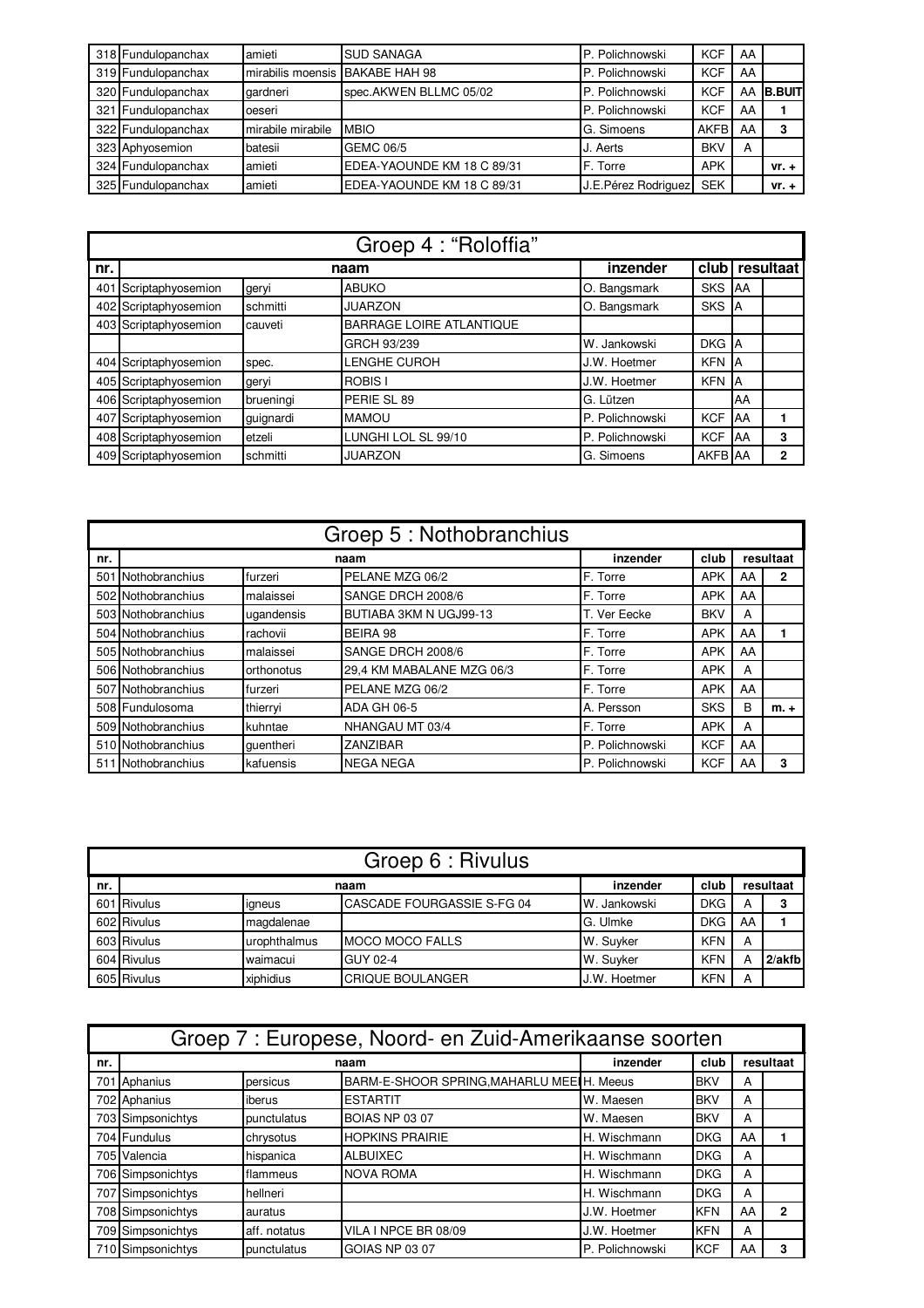| nr. | | naam | | inzender | club | resultaat | |
|---|---|---|---|---|---|---|---|
| 318 | Fundulopanchax | amieti | SUD SANAGA | P. Polichnowski | KCF | AA | |
| 319 | Fundulopanchax | mirabilis moensis | BAKABE HAH 98 | P. Polichnowski | KCF | AA | |
| 320 | Fundulopanchax | gardneri | spec.AKWEN BLLMC 05/02 | P. Polichnowski | KCF | AA | B.BUIT |
| 321 | Fundulopanchax | oeseri | | P. Polichnowski | KCF | AA | 1 |
| 322 | Fundulopanchax | mirabile mirabile | MBIO | G. Simoens | AKFB | AA | 3 |
| 323 | Aphyosemion | batesii | GEMC 06/5 | J. Aerts | BKV | A | |
| 324 | Fundulopanchax | amieti | EDEA-YAOUNDE KM 18 C 89/31 | F. Torre | APK | | vr. + |
| 325 | Fundulopanchax | amieti | EDEA-YAOUNDE KM 18 C 89/31 | J.E.Pérez Rodriguez | SEK | | vr. + |

## Groep 4 : "Roloffia"

| nr. | | naam | | inzender | club | resultaat | |
|---|---|---|---|---|---|---|---|
| 401 | Scriptaphyosemion | geryi | ABUKO | O. Bangsmark | SKS | AA | |
| 402 | Scriptaphyosemion | schmitti | JUARZON | O. Bangsmark | SKS | A | |
| 403 | Scriptaphyosemion | cauveti | BARRAGE LOIRE ATLANTIQUE | | | | |
| | | | GRCH 93/239 | W. Jankowski | DKG | A | |
| 404 | Scriptaphyosemion | spec. | LENGHE CUROH | J.W. Hoetmer | KFN | A | |
| 405 | Scriptaphyosemion | geryi | ROBIS I | J.W. Hoetmer | KFN | A | |
| 406 | Scriptaphyosemion | brueningi | PERIE SL 89 | G. Lützen | | AA | |
| 407 | Scriptaphyosemion | guignardi | MAMOU | P. Polichnowski | KCF | AA | 1 |
| 408 | Scriptaphyosemion | etzeli | LUNGHI LOL SL 99/10 | P. Polichnowski | KCF | AA | 3 |
| 409 | Scriptaphyosemion | schmitti | JUARZON | G. Simoens | AKFB | AA | 2 |

## Groep 5 : Nothobranchius

| nr. | | naam | | inzender | club | resultaat | |
|---|---|---|---|---|---|---|---|
| 501 | Nothobranchius | furzeri | PELANE MZG 06/2 | F. Torre | APK | AA | 2 |
| 502 | Nothobranchius | malaissei | SANGE DRCH 2008/6 | F. Torre | APK | AA | |
| 503 | Nothobranchius | ugandensis | BUTIABA 3KM N UGJ99-13 | T. Ver Eecke | BKV | A | |
| 504 | Nothobranchius | rachovii | BEIRA 98 | F. Torre | APK | AA | 1 |
| 505 | Nothobranchius | malaissei | SANGE DRCH 2008/6 | F. Torre | APK | AA | |
| 506 | Nothobranchius | orthonotus | 29,4 KM MABALANE MZG 06/3 | F. Torre | APK | A | |
| 507 | Nothobranchius | furzeri | PELANE MZG 06/2 | F. Torre | APK | AA | |
| 508 | Fundulosoma | thierryi | ADA GH 06-5 | A. Persson | SKS | B | m. + |
| 509 | Nothobranchius | kuhntae | NHANGAU MT 03/4 | F. Torre | APK | A | |
| 510 | Nothobranchius | guentheri | ZANZIBAR | P. Polichnowski | KCF | AA | |
| 511 | Nothobranchius | kafuensis | NEGA NEGA | P. Polichnowski | KCF | AA | 3 |

## Groep 6 : Rivulus

| nr. | | naam | | inzender | club | resultaat | |
|---|---|---|---|---|---|---|---|
| 601 | Rivulus | igneus | CASCADE FOURGASSIE S-FG 04 | W. Jankowski | DKG | A | 3 |
| 602 | Rivulus | magdalenae | | G. Ulmke | DKG | AA | 1 |
| 603 | Rivulus | urophthalmus | MOCO MOCO FALLS | W. Suyker | KFN | A | |
| 604 | Rivulus | waimacui | GUY 02-4 | W. Suyker | KFN | A | 2/akfb |
| 605 | Rivulus | xiphidius | CRIQUE BOULANGER | J.W. Hoetmer | KFN | A | |

## Groep 7 : Europese, Noord- en Zuid-Amerikaanse soorten

| nr. | | naam | | inzender | club | resultaat | |
|---|---|---|---|---|---|---|---|
| 701 | Aphanius | persicus | BARM-E-SHOOR SPRING,MAHARLU MEE | H. Meeus | BKV | A | |
| 702 | Aphanius | iberus | ESTARTIT | W. Maesen | BKV | A | |
| 703 | Simpsonichtys | punctulatus | BOIAS NP 03 07 | W. Maesen | BKV | A | |
| 704 | Fundulus | chrysotus | HOPKINS PRAIRIE | H. Wischmann | DKG | AA | 1 |
| 705 | Valencia | hispanica | ALBUIXEC | H. Wischmann | DKG | A | |
| 706 | Simpsonichtys | flammeus | NOVA ROMA | H. Wischmann | DKG | A | |
| 707 | Simpsonichtys | hellneri | | H. Wischmann | DKG | A | |
| 708 | Simpsonichtys | auratus | | J.W. Hoetmer | KFN | AA | 2 |
| 709 | Simpsonichtys | aff. notatus | VILA I NPCE BR 08/09 | J.W. Hoetmer | KFN | A | |
| 710 | Simpsonichtys | punctulatus | GOIAS NP 03 07 | P. Polichnowski | KCF | AA | 3 |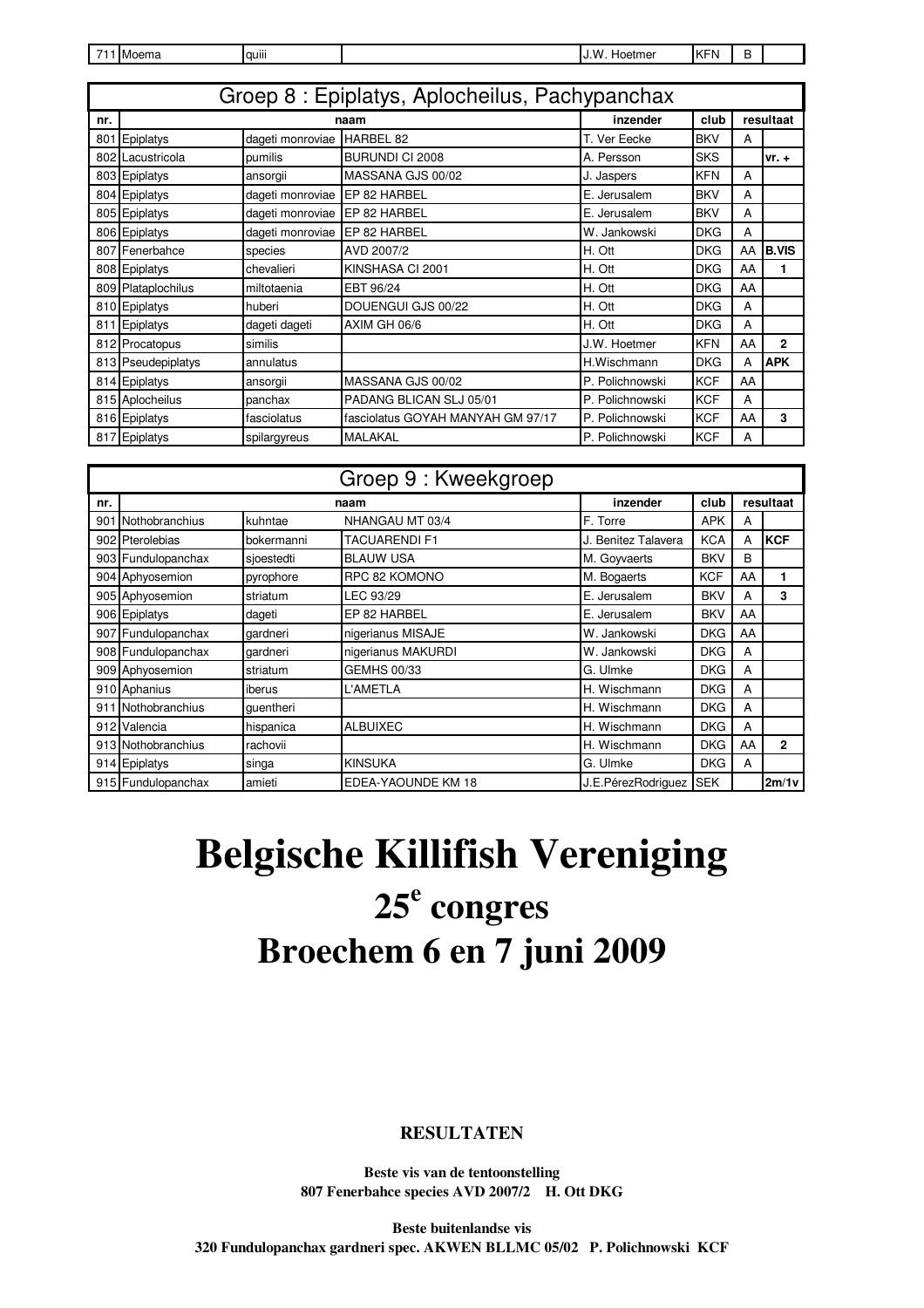| 711 | Moema | quiii | | J.W. Hoetmer | KFN | B | |
|---|---|---|---|---|---|---|---|

| Groep 8 : Epiplatys, Aplocheilus, Pachypanchax | | | | | | | |
|---|---|---|---|---|---|---|---|
| nr. | naam | | | inzender | club | resultaat | |
| 801 | Epiplatys | dageti monroviae | HARBEL 82 | T. Ver Eecke | BKV | A | |
| 802 | Lacustricola | pumilis | BURUNDI CI 2008 | A. Persson | SKS | | vr. + |
| 803 | Epiplatys | ansorgii | MASSANA GJS 00/02 | J. Jaspers | KFN | A | |
| 804 | Epiplatys | dageti monroviae | EP 82 HARBEL | E. Jerusalem | BKV | A | |
| 805 | Epiplatys | dageti monroviae | EP 82 HARBEL | E. Jerusalem | BKV | A | |
| 806 | Epiplatys | dageti monroviae | EP 82 HARBEL | W. Jankowski | DKG | A | |
| 807 | Fenerbahce | species | AVD 2007/2 | H. Ott | DKG | AA | **B.VIS** |
| 808 | Epiplatys | chevalieri | KINSHASA CI 2001 | H. Ott | DKG | AA | **1** |
| 809 | Plataplochilus | miltotaenia | EBT 96/24 | H. Ott | DKG | AA | |
| 810 | Epiplatys | huberi | DOUENGUI GJS 00/22 | H. Ott | DKG | A | |
| 811 | Epiplatys | dageti dageti | AXIM GH 06/6 | H. Ott | DKG | A | |
| 812 | Procatopus | similis | | J.W. Hoetmer | KFN | AA | **2** |
| 813 | Pseudepiplatys | annulatus | | H.Wischmann | DKG | A | **APK** |
| 814 | Epiplatys | ansorgii | MASSANA GJS 00/02 | P. Polichnowski | KCF | AA | |
| 815 | Aplocheilus | panchax | PADANG BLICAN SLJ 05/01 | P. Polichnowski | KCF | A | |
| 816 | Epiplatys | fasciolatus | fasciolatus GOYAH MANYAH GM 97/17 | P. Polichnowski | KCF | AA | **3** |
| 817 | Epiplatys | spilargyreus | MALAKAL | P. Polichnowski | KCF | A | |

| Groep 9 : Kweekgroep | | | | | | | |
|---|---|---|---|---|---|---|---|
| nr. | naam | | | inzender | club | resultaat | |
| 901 | Nothobranchius | kuhntae | NHANGAU MT 03/4 | F. Torre | APK | A | |
| 902 | Pterolebias | bokermanni | TACUARENDI F1 | J. Benitez Talavera | KCA | A | **KCF** |
| 903 | Fundulopanchax | sjoestedti | BLAUW USA | M. Goyvaerts | BKV | B | |
| 904 | Aphyosemion | pyrophore | RPC 82 KOMONO | M. Bogaerts | KCF | AA | **1** |
| 905 | Aphyosemion | striatum | LEC 93/29 | E. Jerusalem | BKV | A | **3** |
| 906 | Epiplatys | dageti | EP 82 HARBEL | E. Jerusalem | BKV | AA | |
| 907 | Fundulopanchax | gardneri | nigerianus MISAJE | W. Jankowski | DKG | AA | |
| 908 | Fundulopanchax | gardneri | nigerianus MAKURDI | W. Jankowski | DKG | A | |
| 909 | Aphyosemion | striatum | GEMHS 00/33 | G. Ulmke | DKG | A | |
| 910 | Aphanius | iberus | L'AMETLA | H. Wischmann | DKG | A | |
| 911 | Nothobranchius | guentheri | | H. Wischmann | DKG | A | |
| 912 | Valencia | hispanica | ALBUIXEC | H. Wischmann | DKG | A | |
| 913 | Nothobranchius | rachovii | | H. Wischmann | DKG | AA | **2** |
| 914 | Epiplatys | singa | KINSUKA | G. Ulmke | DKG | A | |
| 915 | Fundulopanchax | amieti | EDEA-YAOUNDE KM 18 | J.E.PérezRodriguez | SEK | | **2m/1v** |

# Belgische Killifish Vereniging

## 25^e congres

## Broechem 6 en 7 juni 2009

**RESULTATEN**

**Beste vis van de tentoonstelling**
**807 Fenerbahce species AVD 2007/2 H. Ott DKG**

**Beste buitenlandse vis**
**320 Fundulopanchax gardneri spec. AKWEN BLLMC 05/02 P. Polichnowski KCF**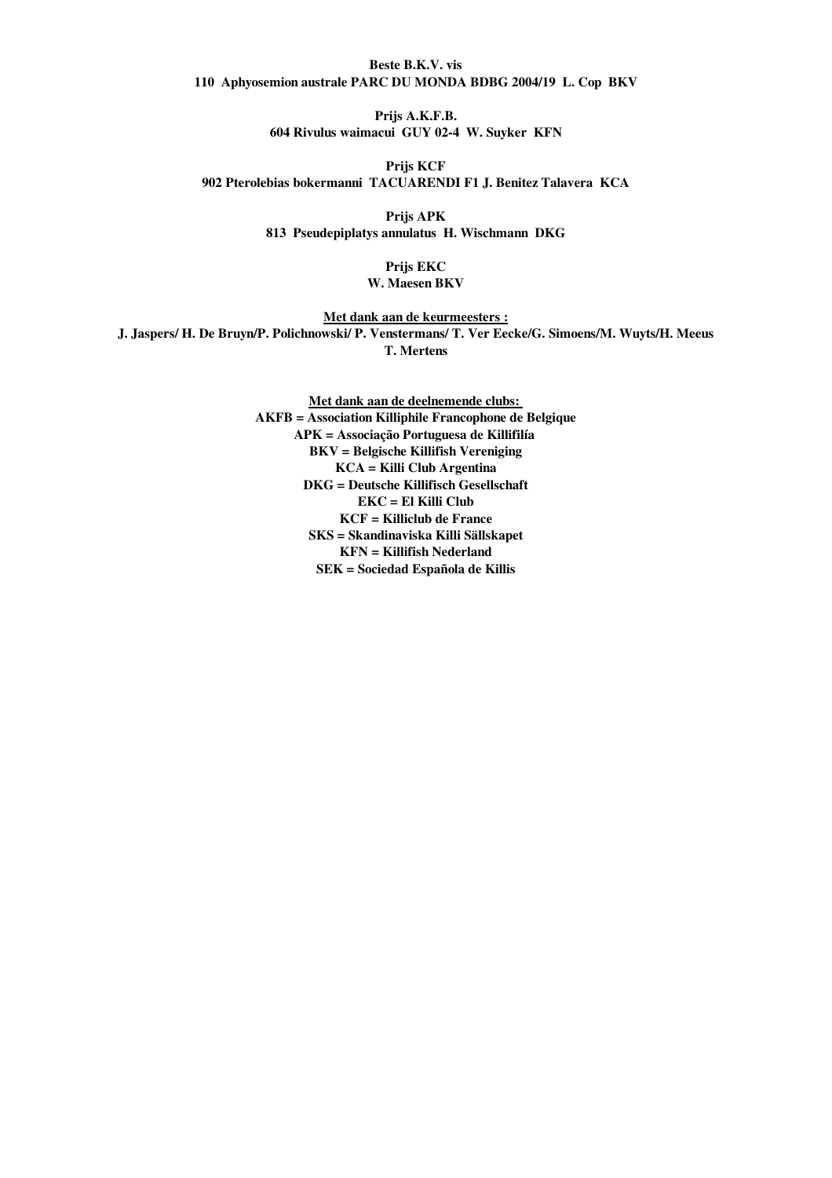**Beste B.K.V. vis**
**110 Aphyosemion australe PARC DU MONDA BDBG 2004/19 L. Cop BKV**

**Prijs A.K.F.B.**
**604 Rivulus waimacui GUY 02-4 W. Suyker KFN**

**Prijs KCF**
**902 Pterolebias bokermanni TACUARENDI F1 J. Benitez Talavera KCA**

**Prijs APK**
**813 Pseudepiplatys annulatus H. Wischmann DKG**

**Prijs EKC**
**W. Maesen BKV**

**Met dank aan de keurmeesters :**
**J. Jaspers/ H. De Bruyn/P. Polichnowski/ P. Venstermans/ T. Ver Eecke/G. Simoens/M. Wuyts/H. Meeus T. Mertens**

**Met dank aan de deelnemende clubs:**
**AKFB = Association Killiphile Francophone de Belgique**
**APK = Associação Portuguesa de Killifilía**
**BKV = Belgische Killifish Vereniging**
**KCA = Killi Club Argentina**
**DKG = Deutsche Killifisch Gesellschaft**
**EKC = El Killi Club**
**KCF = Killiclub de France**
**SKS = Skandinaviska Killi Sällskapet**
**KFN = Killifish Nederland**
**SEK = Sociedad Española de Killis**